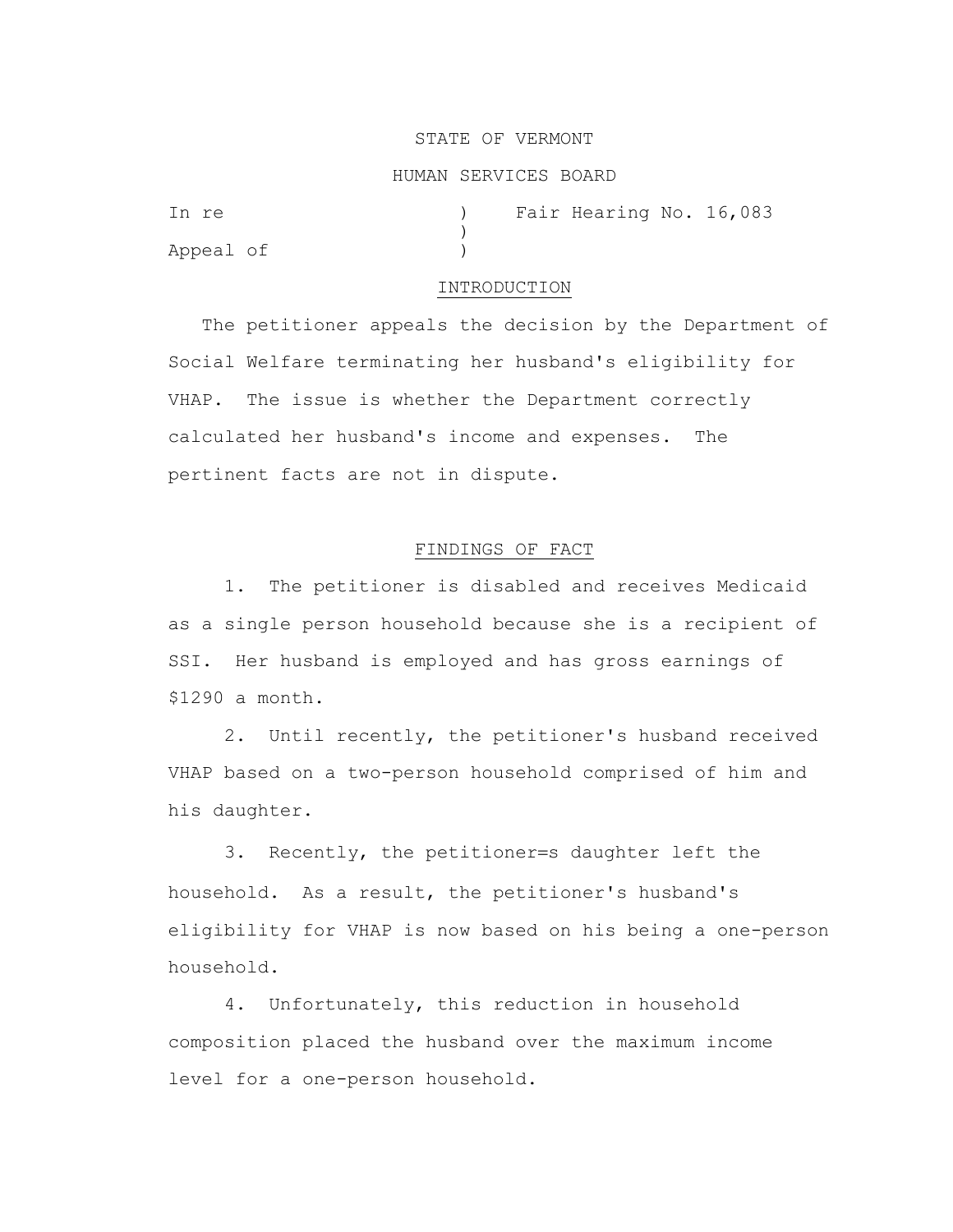STATE OF VERMONT

HUMAN SERVICES BOARD

In re ) Fair Hearing No. 16,083
)
Appeal of )

## INTRODUCTION

The petitioner appeals the decision by the Department of Social Welfare terminating her husband's eligibility for VHAP. The issue is whether the Department correctly calculated her husband's income and expenses. The pertinent facts are not in dispute.

## FINDINGS OF FACT

1. The petitioner is disabled and receives Medicaid as a single person household because she is a recipient of SSI. Her husband is employed and has gross earnings of $1290 a month.

2. Until recently, the petitioner's husband received VHAP based on a two-person household comprised of him and his daughter.

3. Recently, the petitioner=s daughter left the household. As a result, the petitioner's husband's eligibility for VHAP is now based on his being a one-person household.

4. Unfortunately, this reduction in household composition placed the husband over the maximum income level for a one-person household.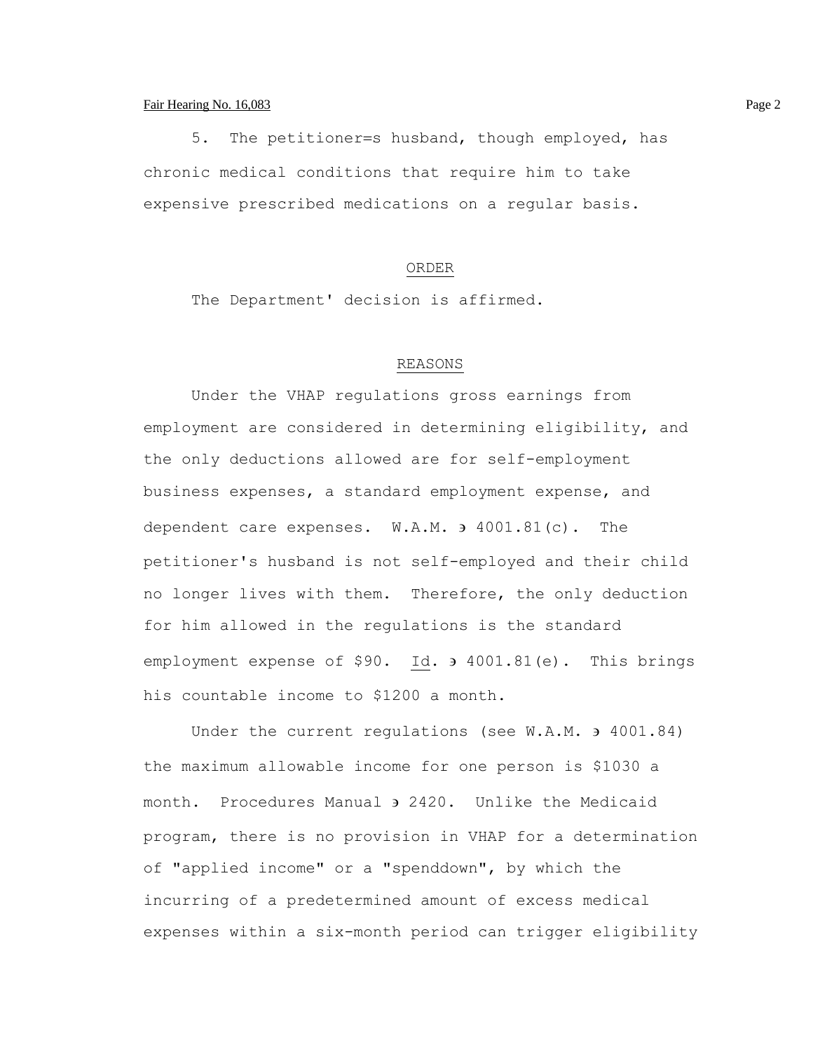5. The petitioner=s husband, though employed, has chronic medical conditions that require him to take expensive prescribed medications on a regular basis.

ORDER

The Department' decision is affirmed.

REASONS

Under the VHAP regulations gross earnings from employment are considered in determining eligibility, and the only deductions allowed are for self-employment business expenses, a standard employment expense, and dependent care expenses. W.A.M. э 4001.81(c). The petitioner's husband is not self-employed and their child no longer lives with them. Therefore, the only deduction for him allowed in the regulations is the standard employment expense of $90. Id. э 4001.81(e). This brings his countable income to $1200 a month.

Under the current regulations (see W.A.M. э 4001.84) the maximum allowable income for one person is $1030 a month. Procedures Manual э 2420. Unlike the Medicaid program, there is no provision in VHAP for a determination of "applied income" or a "spenddown", by which the incurring of a predetermined amount of excess medical expenses within a six-month period can trigger eligibility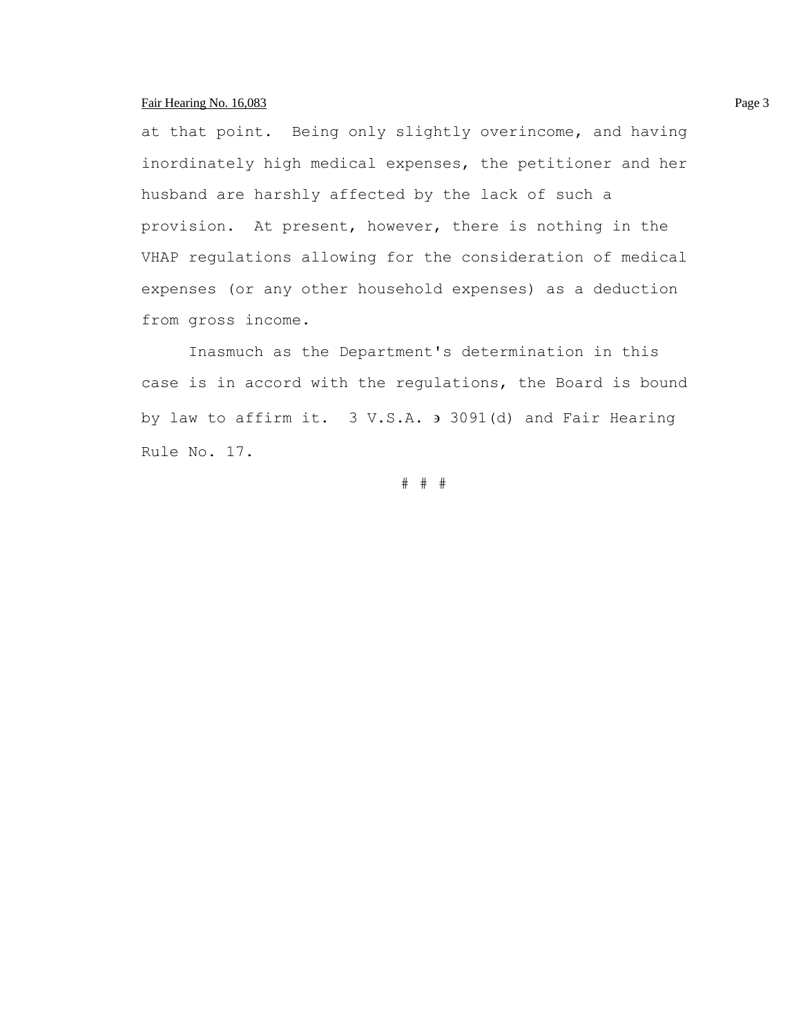at that point. Being only slightly overincome, and having inordinately high medical expenses, the petitioner and her husband are harshly affected by the lack of such a provision. At present, however, there is nothing in the VHAP regulations allowing for the consideration of medical expenses (or any other household expenses) as a deduction from gross income.

Inasmuch as the Department's determination in this case is in accord with the regulations, the Board is bound by law to affirm it. 3 V.S.A. § 3091(d) and Fair Hearing Rule No. 17.

# # #